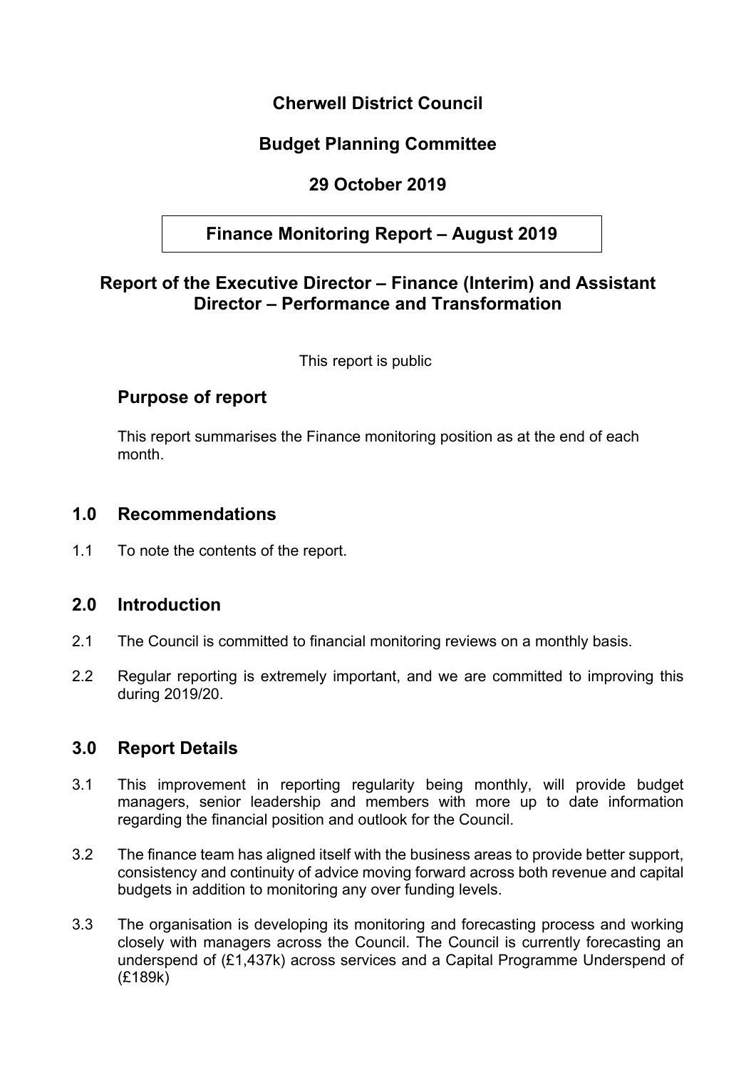# Cherwell District Council

## Budget Planning Committee

## 29 October 2019

## Finance Monitoring Report – August 2019

## Report of the Executive Director – Finance (Interim) and Assistant Director – Performance and Transformation

This report is public

## Purpose of report

This report summarises the Finance monitoring position as at the end of each month.

## 1.0 Recommendations

1.1 To note the contents of the report.

## 2.0 Introduction

2.1 The Council is committed to financial monitoring reviews on a monthly basis.

2.2 Regular reporting is extremely important, and we are committed to improving this during 2019/20.

## 3.0 Report Details

3.1 This improvement in reporting regularity being monthly, will provide budget managers, senior leadership and members with more up to date information regarding the financial position and outlook for the Council.

3.2 The finance team has aligned itself with the business areas to provide better support, consistency and continuity of advice moving forward across both revenue and capital budgets in addition to monitoring any over funding levels.

3.3 The organisation is developing its monitoring and forecasting process and working closely with managers across the Council. The Council is currently forecasting an underspend of (£1,437k) across services and a Capital Programme Underspend of (£189k)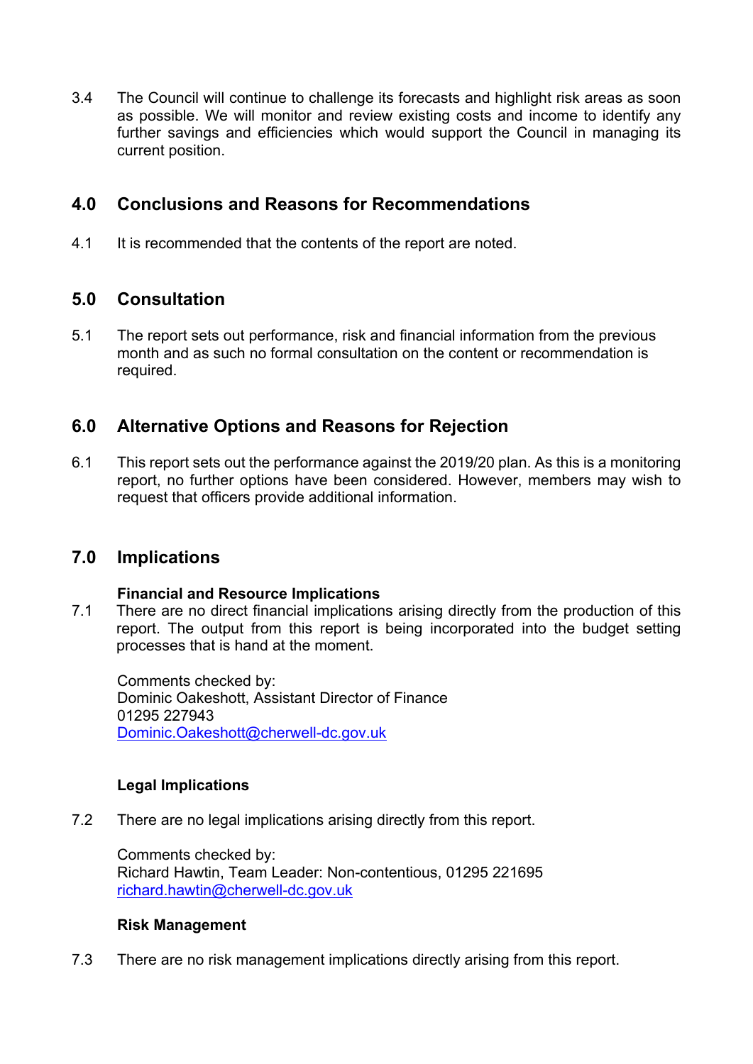3.4 The Council will continue to challenge its forecasts and highlight risk areas as soon as possible. We will monitor and review existing costs and income to identify any further savings and efficiencies which would support the Council in managing its current position.

## 4.0 Conclusions and Reasons for Recommendations

4.1 It is recommended that the contents of the report are noted.

## 5.0 Consultation

5.1 The report sets out performance, risk and financial information from the previous month and as such no formal consultation on the content or recommendation is required.

## 6.0 Alternative Options and Reasons for Rejection

6.1 This report sets out the performance against the 2019/20 plan. As this is a monitoring report, no further options have been considered. However, members may wish to request that officers provide additional information.

## 7.0 Implications

**Financial and Resource Implications**

7.1 There are no direct financial implications arising directly from the production of this report. The output from this report is being incorporated into the budget setting processes that is hand at the moment.

Comments checked by:
Dominic Oakeshott, Assistant Director of Finance
01295 227943
Dominic.Oakeshott@cherwell-dc.gov.uk

**Legal Implications**

7.2 There are no legal implications arising directly from this report.

Comments checked by:
Richard Hawtin, Team Leader: Non-contentious, 01295 221695
richard.hawtin@cherwell-dc.gov.uk

**Risk Management**

7.3 There are no risk management implications directly arising from this report.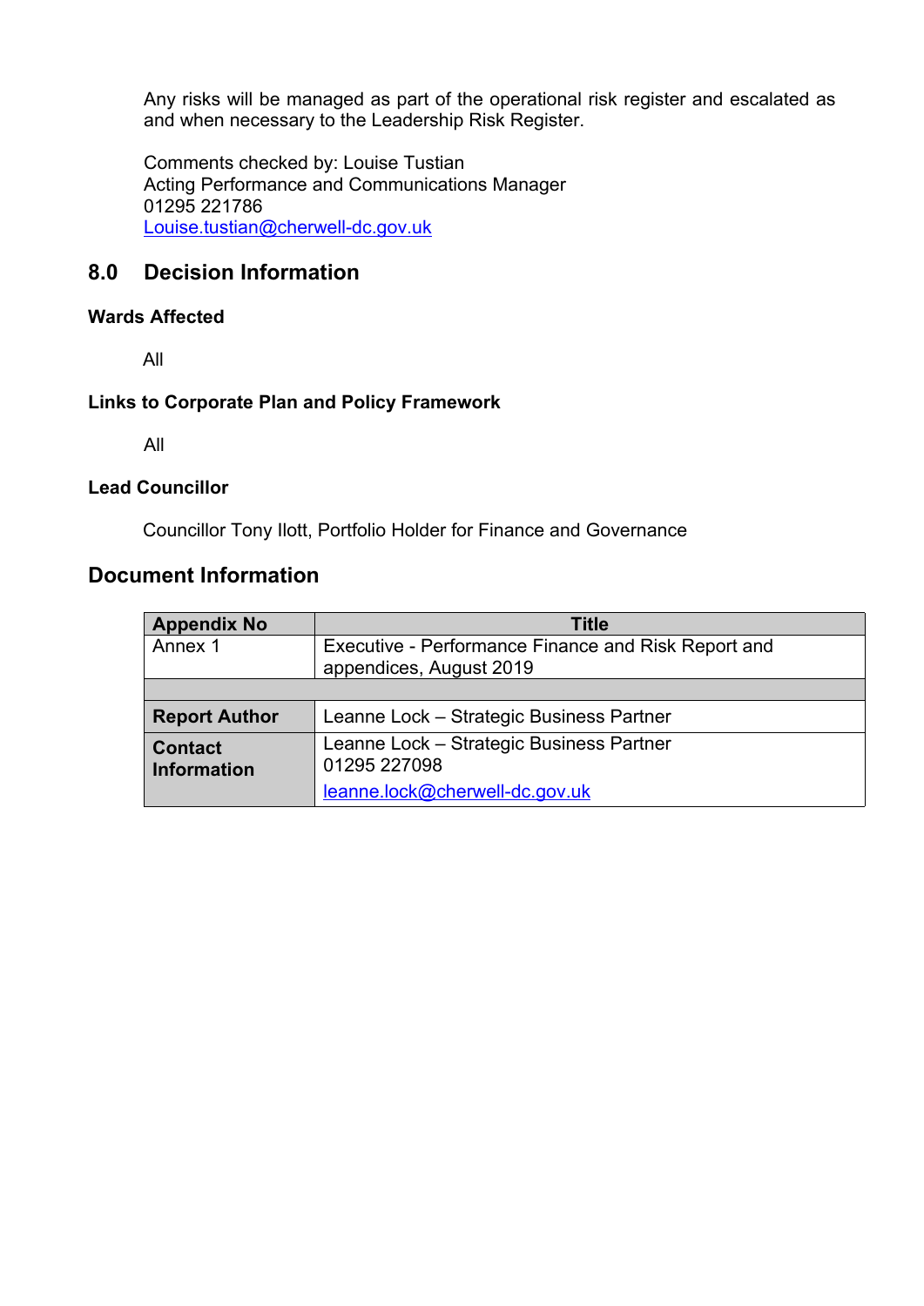Any risks will be managed as part of the operational risk register and escalated as and when necessary to the Leadership Risk Register.

Comments checked by: Louise Tustian
Acting Performance and Communications Manager
01295 221786
Louise.tustian@cherwell-dc.gov.uk

## 8.0 Decision Information

**Wards Affected**

All

**Links to Corporate Plan and Policy Framework**

All

**Lead Councillor**

Councillor Tony Ilott, Portfolio Holder for Finance and Governance

## Document Information

| Appendix No | Title |
|---|---|
| Annex 1 | Executive - Performance Finance and Risk Report and appendices, August 2019 |
| | |
| **Report Author** | Leanne Lock – Strategic Business Partner |
| **Contact Information** | Leanne Lock – Strategic Business Partner<br>01295 227098<br>leanne.lock@cherwell-dc.gov.uk |